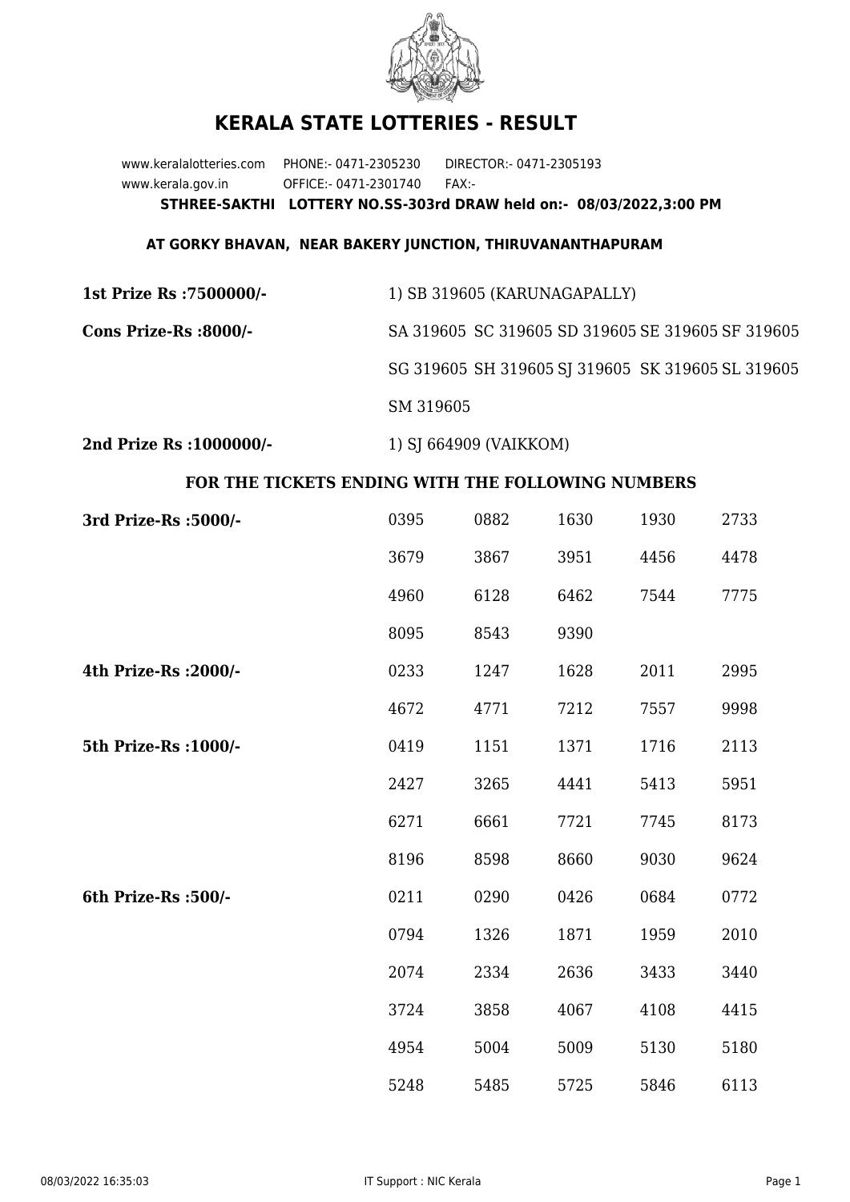# KERALA STATE LOTTERIES - RESULT

www.keralalotteries.com PHONE:- 0471-2305230 DIRECTOR:- 0471-2305193
www.kerala.gov.in OFFICE:- 0471-2301740 FAX:-

**STHREE-SAKTHI LOTTERY NO.SS-303rd DRAW held on:- 08/03/2022,3:00 PM**

**AT GORKY BHAVAN, NEAR BAKERY JUNCTION, THIRUVANANTHAPURAM**

**1st Prize Rs :7500000/-** 1) SB 319605 (KARUNAGAPALLY)

**Cons Prize-Rs :8000/-** SA 319605 SC 319605 SD 319605 SE 319605 SF 319605 SG 319605 SH 319605 SJ 319605 SK 319605 SL 319605 SM 319605

**2nd Prize Rs :1000000/-** 1) SJ 664909 (VAIKKOM)

**FOR THE TICKETS ENDING WITH THE FOLLOWING NUMBERS**

**3rd Prize-Rs :5000/-**

| | | | | |
|---|---|---|---|---|
| 0395 | 0882 | 1630 | 1930 | 2733 |
| 3679 | 3867 | 3951 | 4456 | 4478 |
| 4960 | 6128 | 6462 | 7544 | 7775 |
| 8095 | 8543 | 9390 | | |

**4th Prize-Rs :2000/-**

| | | | | |
|---|---|---|---|---|
| 0233 | 1247 | 1628 | 2011 | 2995 |
| 4672 | 4771 | 7212 | 7557 | 9998 |

**5th Prize-Rs :1000/-**

| | | | | |
|---|---|---|---|---|
| 0419 | 1151 | 1371 | 1716 | 2113 |
| 2427 | 3265 | 4441 | 5413 | 5951 |
| 6271 | 6661 | 7721 | 7745 | 8173 |
| 8196 | 8598 | 8660 | 9030 | 9624 |

**6th Prize-Rs :500/-**

| | | | | |
|---|---|---|---|---|
| 0211 | 0290 | 0426 | 0684 | 0772 |
| 0794 | 1326 | 1871 | 1959 | 2010 |
| 2074 | 2334 | 2636 | 3433 | 3440 |
| 3724 | 3858 | 4067 | 4108 | 4415 |
| 4954 | 5004 | 5009 | 5130 | 5180 |
| 5248 | 5485 | 5725 | 5846 | 6113 |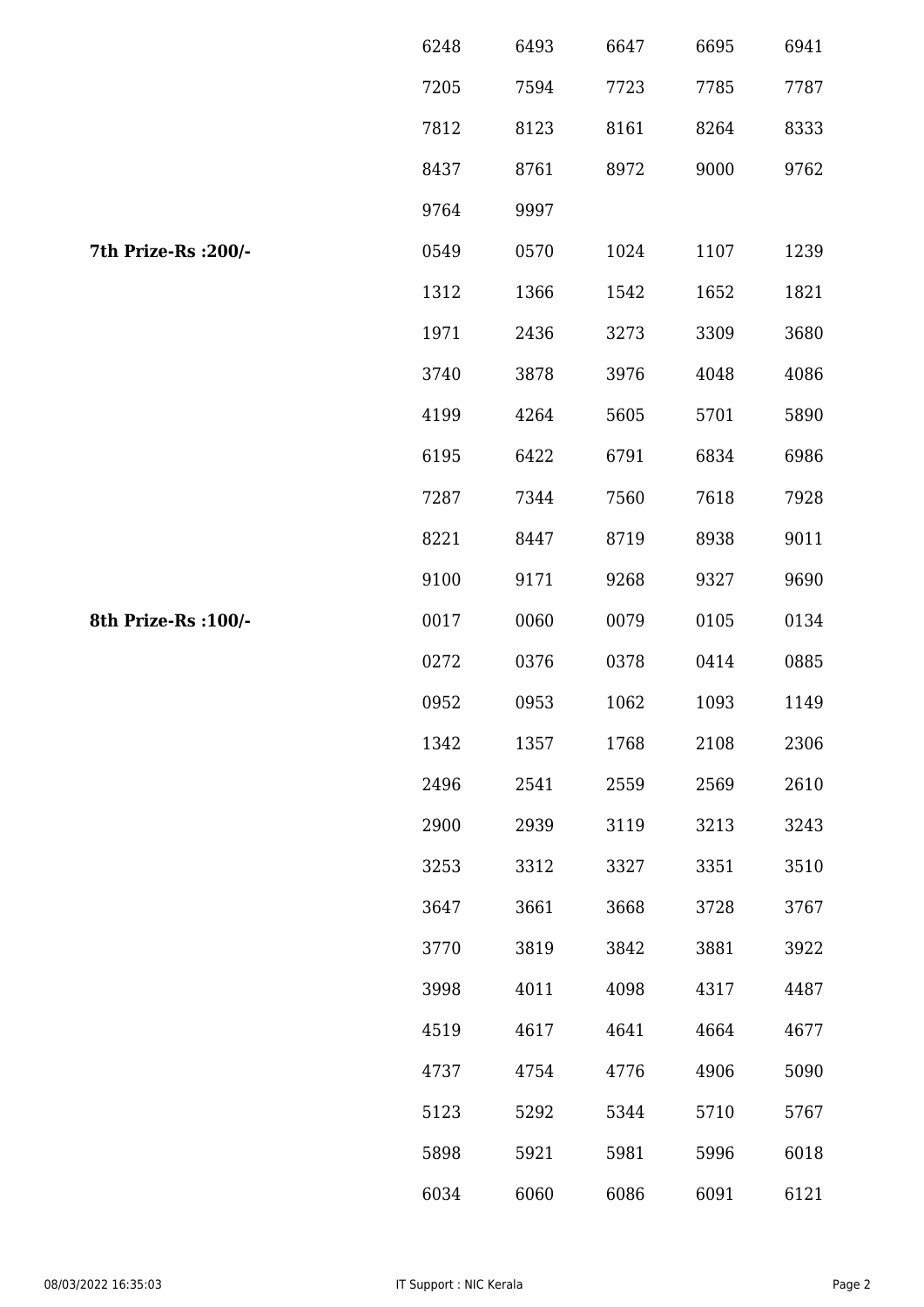| | | | | | |
|---|---|---|---|---|---|
| | 6248 | 6493 | 6647 | 6695 | 6941 |
| | 7205 | 7594 | 7723 | 7785 | 7787 |
| | 7812 | 8123 | 8161 | 8264 | 8333 |
| | 8437 | 8761 | 8972 | 9000 | 9762 |
| | 9764 | 9997 | | | |
| **7th Prize-Rs :200/-** | 0549 | 0570 | 1024 | 1107 | 1239 |
| | 1312 | 1366 | 1542 | 1652 | 1821 |
| | 1971 | 2436 | 3273 | 3309 | 3680 |
| | 3740 | 3878 | 3976 | 4048 | 4086 |
| | 4199 | 4264 | 5605 | 5701 | 5890 |
| | 6195 | 6422 | 6791 | 6834 | 6986 |
| | 7287 | 7344 | 7560 | 7618 | 7928 |
| | 8221 | 8447 | 8719 | 8938 | 9011 |
| | 9100 | 9171 | 9268 | 9327 | 9690 |
| **8th Prize-Rs :100/-** | 0017 | 0060 | 0079 | 0105 | 0134 |
| | 0272 | 0376 | 0378 | 0414 | 0885 |
| | 0952 | 0953 | 1062 | 1093 | 1149 |
| | 1342 | 1357 | 1768 | 2108 | 2306 |
| | 2496 | 2541 | 2559 | 2569 | 2610 |
| | 2900 | 2939 | 3119 | 3213 | 3243 |
| | 3253 | 3312 | 3327 | 3351 | 3510 |
| | 3647 | 3661 | 3668 | 3728 | 3767 |
| | 3770 | 3819 | 3842 | 3881 | 3922 |
| | 3998 | 4011 | 4098 | 4317 | 4487 |
| | 4519 | 4617 | 4641 | 4664 | 4677 |
| | 4737 | 4754 | 4776 | 4906 | 5090 |
| | 5123 | 5292 | 5344 | 5710 | 5767 |
| | 5898 | 5921 | 5981 | 5996 | 6018 |
| | 6034 | 6060 | 6086 | 6091 | 6121 |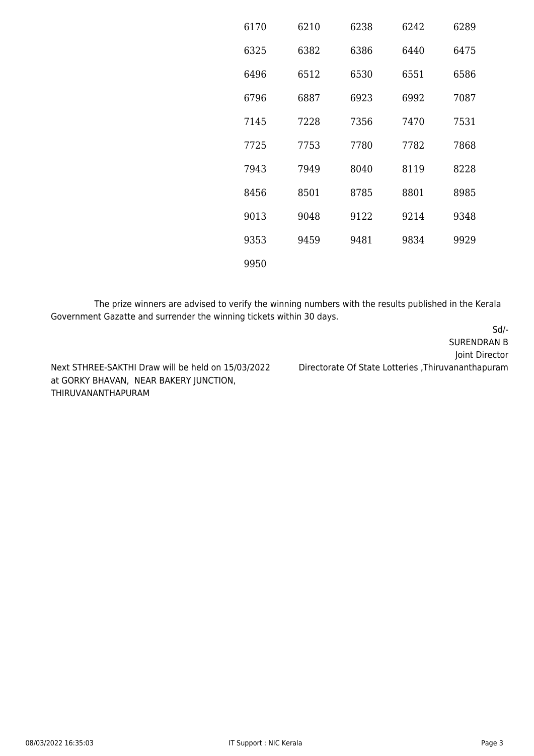| | | | | |
|---|---|---|---|---|
| 6170 | 6210 | 6238 | 6242 | 6289 |
| 6325 | 6382 | 6386 | 6440 | 6475 |
| 6496 | 6512 | 6530 | 6551 | 6586 |
| 6796 | 6887 | 6923 | 6992 | 7087 |
| 7145 | 7228 | 7356 | 7470 | 7531 |
| 7725 | 7753 | 7780 | 7782 | 7868 |
| 7943 | 7949 | 8040 | 8119 | 8228 |
| 8456 | 8501 | 8785 | 8801 | 8985 |
| 9013 | 9048 | 9122 | 9214 | 9348 |
| 9353 | 9459 | 9481 | 9834 | 9929 |
| 9950 | | | | |

The prize winners are advised to verify the winning numbers with the results published in the Kerala Government Gazatte and surrender the winning tickets within 30 days.

Sd/-
SURENDRAN B
Joint Director
Directorate Of State Lotteries ,Thiruvananthapuram

Next STHREE-SAKTHI Draw will be held on 15/03/2022 at GORKY BHAVAN, NEAR BAKERY JUNCTION, THIRUVANANTHAPURAM